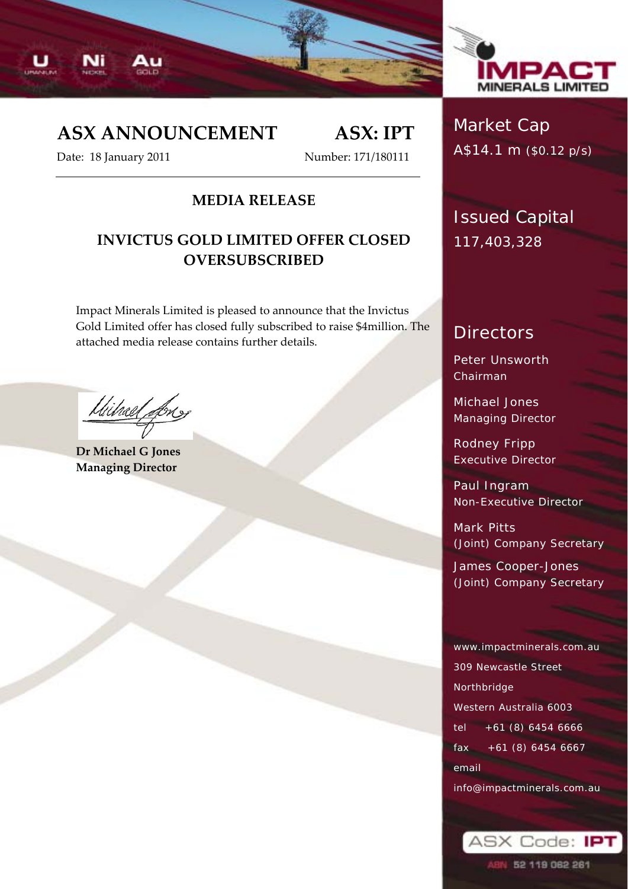# ASX ANNOUNCEMENT

**ASX: IPT**

Date: 18 January 2011

Number: 171/180111

## MEDIA RELEASE

## INVICTUS GOLD LIMITED OFFER CLOSED OVERSUBSCRIBED

Impact Minerals Limited is pleased to announce that the Invictus Gold Limited offer has closed fully subscribed to raise $4million. The attached media release contains further details.

**Dr Michael G Jones**
**Managing Director**

---

**Market Cap**
A$14.1 m ($0.12 p/s)

**Issued Capital**
117,403,328

**Directors**

Peter Unsworth
Chairman

Michael Jones
Managing Director

Rodney Fripp
Executive Director

Paul Ingram
Non-Executive Director

Mark Pitts
(Joint) Company Secretary

James Cooper-Jones
(Joint) Company Secretary

www.impactminerals.com.au
309 Newcastle Street
Northbridge
Western Australia 6003
tel +61 (8) 6454 6666
fax +61 (8) 6454 6667
email
info@impactminerals.com.au

ASX Code: IPT
ABN 52 119 062 261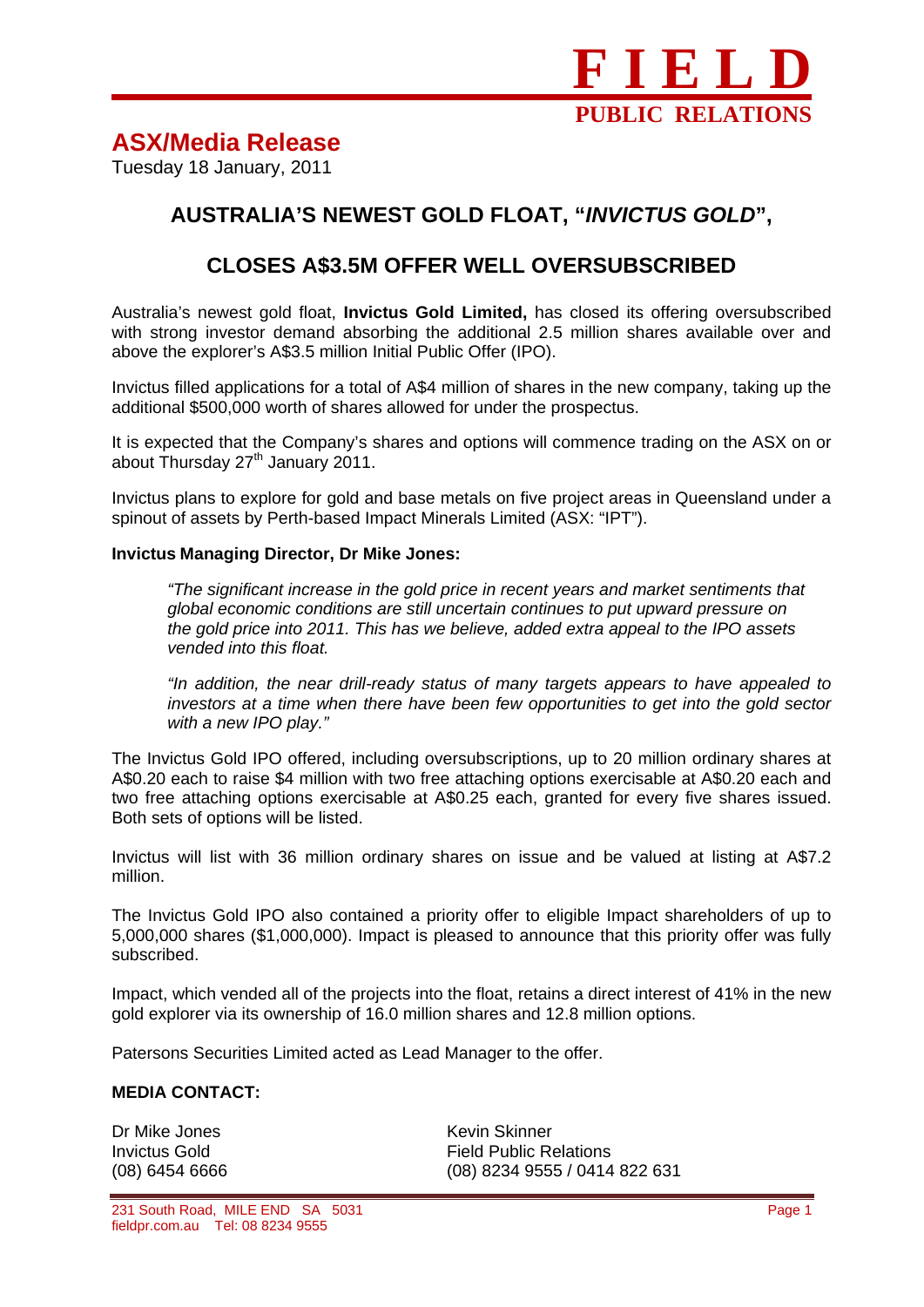# ASX/Media Release

Tuesday 18 January, 2011

## AUSTRALIA'S NEWEST GOLD FLOAT, "*INVICTUS GOLD*",

## CLOSES A$3.5M OFFER WELL OVERSUBSCRIBED

Australia's newest gold float, **Invictus Gold Limited,** has closed its offering oversubscribed with strong investor demand absorbing the additional 2.5 million shares available over and above the explorer's A$3.5 million Initial Public Offer (IPO).

Invictus filled applications for a total of A$4 million of shares in the new company, taking up the additional $500,000 worth of shares allowed for under the prospectus.

It is expected that the Company's shares and options will commence trading on the ASX on or about Thursday 27th January 2011.

Invictus plans to explore for gold and base metals on five project areas in Queensland under a spinout of assets by Perth-based Impact Minerals Limited (ASX: "IPT").

**Invictus Managing Director, Dr Mike Jones:**

> *"The significant increase in the gold price in recent years and market sentiments that global economic conditions are still uncertain continues to put upward pressure on the gold price into 2011. This has we believe, added extra appeal to the IPO assets vended into this float.*
>
> *"In addition, the near drill-ready status of many targets appears to have appealed to investors at a time when there have been few opportunities to get into the gold sector with a new IPO play."*

The Invictus Gold IPO offered, including oversubscriptions, up to 20 million ordinary shares at A$0.20 each to raise $4 million with two free attaching options exercisable at A$0.20 each and two free attaching options exercisable at A$0.25 each, granted for every five shares issued. Both sets of options will be listed.

Invictus will list with 36 million ordinary shares on issue and be valued at listing at A$7.2 million.

The Invictus Gold IPO also contained a priority offer to eligible Impact shareholders of up to 5,000,000 shares ($1,000,000). Impact is pleased to announce that this priority offer was fully subscribed.

Impact, which vended all of the projects into the float, retains a direct interest of 41% in the new gold explorer via its ownership of 16.0 million shares and 12.8 million options.

Patersons Securities Limited acted as Lead Manager to the offer.

**MEDIA CONTACT:**

Dr Mike Jones
Invictus Gold
(08) 6454 6666

Kevin Skinner
Field Public Relations
(08) 8234 9555 / 0414 822 631